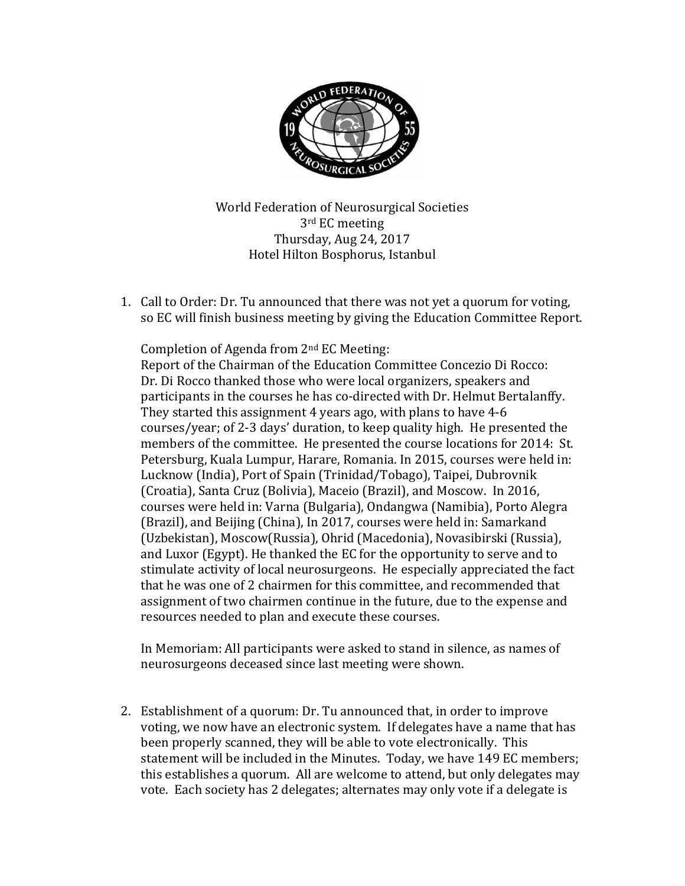World Federation of Neurosurgical Societies
3rd EC meeting
Thursday, Aug 24, 2017
Hotel Hilton Bosphorus, Istanbul

1. Call to Order: Dr. Tu announced that there was not yet a quorum for voting, so EC will finish business meeting by giving the Education Committee Report.

   Completion of Agenda from 2nd EC Meeting:
   Report of the Chairman of the Education Committee Concezio Di Rocco: Dr. Di Rocco thanked those who were local organizers, speakers and participants in the courses he has co-directed with Dr. Helmut Bertalanffy. They started this assignment 4 years ago, with plans to have 4-6 courses/year; of 2-3 days' duration, to keep quality high. He presented the members of the committee. He presented the course locations for 2014: St. Petersburg, Kuala Lumpur, Harare, Romania. In 2015, courses were held in: Lucknow (India), Port of Spain (Trinidad/Tobago), Taipei, Dubrovnik (Croatia), Santa Cruz (Bolivia), Maceio (Brazil), and Moscow. In 2016, courses were held in: Varna (Bulgaria), Ondangwa (Namibia), Porto Alegra (Brazil), and Beijing (China), In 2017, courses were held in: Samarkand (Uzbekistan), Moscow(Russia), Ohrid (Macedonia), Novasibirski (Russia), and Luxor (Egypt). He thanked the EC for the opportunity to serve and to stimulate activity of local neurosurgeons. He especially appreciated the fact that he was one of 2 chairmen for this committee, and recommended that assignment of two chairmen continue in the future, due to the expense and resources needed to plan and execute these courses.

   In Memoriam: All participants were asked to stand in silence, as names of neurosurgeons deceased since last meeting were shown.

2. Establishment of a quorum: Dr. Tu announced that, in order to improve voting, we now have an electronic system. If delegates have a name that has been properly scanned, they will be able to vote electronically. This statement will be included in the Minutes. Today, we have 149 EC members; this establishes a quorum. All are welcome to attend, but only delegates may vote. Each society has 2 delegates; alternates may only vote if a delegate is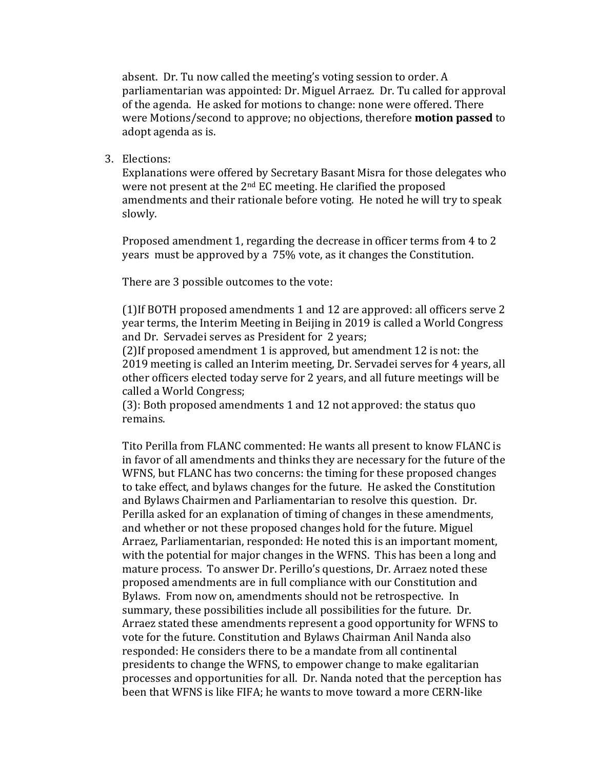absent. Dr. Tu now called the meeting's voting session to order. A parliamentarian was appointed: Dr. Miguel Arraez. Dr. Tu called for approval of the agenda. He asked for motions to change: none were offered. There were Motions/second to approve; no objections, therefore **motion passed** to adopt agenda as is.

3. Elections:

   Explanations were offered by Secretary Basant Misra for those delegates who were not present at the 2nd EC meeting. He clarified the proposed amendments and their rationale before voting. He noted he will try to speak slowly.

   Proposed amendment 1, regarding the decrease in officer terms from 4 to 2 years must be approved by a 75% vote, as it changes the Constitution.

   There are 3 possible outcomes to the vote:

   (1)If BOTH proposed amendments 1 and 12 are approved: all officers serve 2 year terms, the Interim Meeting in Beijing in 2019 is called a World Congress and Dr. Servadei serves as President for 2 years;
   (2)If proposed amendment 1 is approved, but amendment 12 is not: the 2019 meeting is called an Interim meeting, Dr. Servadei serves for 4 years, all other officers elected today serve for 2 years, and all future meetings will be called a World Congress;
   (3): Both proposed amendments 1 and 12 not approved: the status quo remains.

   Tito Perilla from FLANC commented: He wants all present to know FLANC is in favor of all amendments and thinks they are necessary for the future of the WFNS, but FLANC has two concerns: the timing for these proposed changes to take effect, and bylaws changes for the future. He asked the Constitution and Bylaws Chairmen and Parliamentarian to resolve this question. Dr. Perilla asked for an explanation of timing of changes in these amendments, and whether or not these proposed changes hold for the future. Miguel Arraez, Parliamentarian, responded: He noted this is an important moment, with the potential for major changes in the WFNS. This has been a long and mature process. To answer Dr. Perillo's questions, Dr. Arraez noted these proposed amendments are in full compliance with our Constitution and Bylaws. From now on, amendments should not be retrospective. In summary, these possibilities include all possibilities for the future. Dr. Arraez stated these amendments represent a good opportunity for WFNS to vote for the future. Constitution and Bylaws Chairman Anil Nanda also responded: He considers there to be a mandate from all continental presidents to change the WFNS, to empower change to make egalitarian processes and opportunities for all. Dr. Nanda noted that the perception has been that WFNS is like FIFA; he wants to move toward a more CERN-like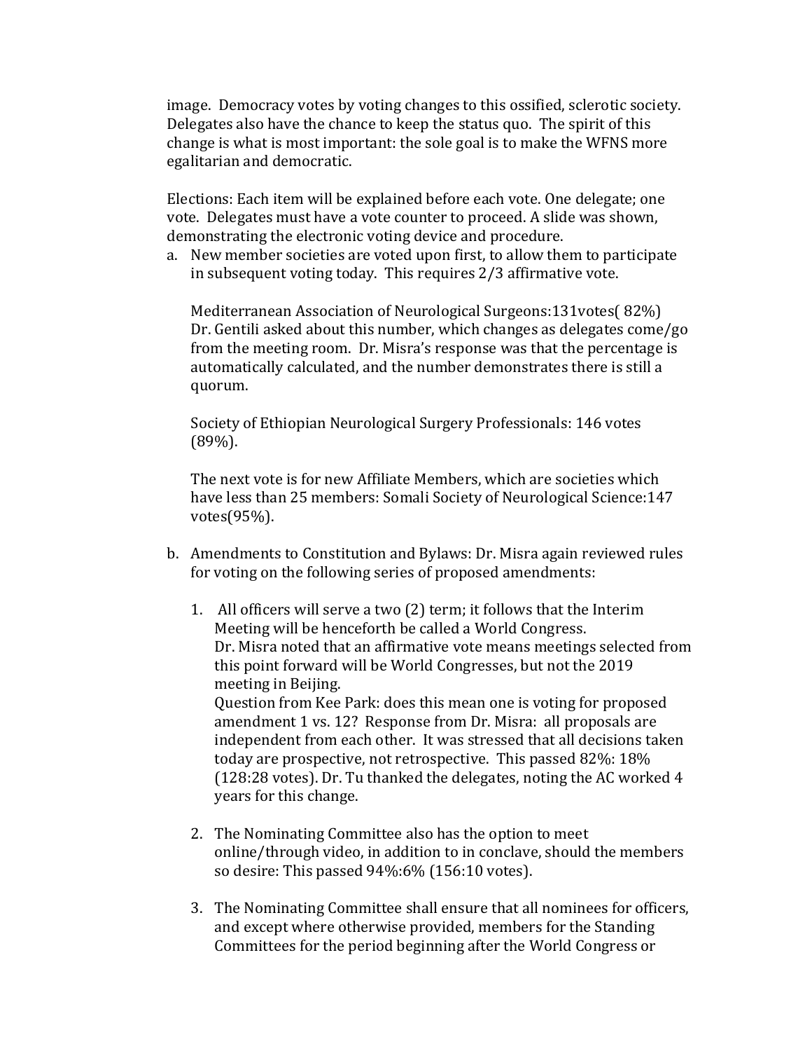image. Democracy votes by voting changes to this ossified, sclerotic society. Delegates also have the chance to keep the status quo. The spirit of this change is what is most important: the sole goal is to make the WFNS more egalitarian and democratic.

Elections: Each item will be explained before each vote. One delegate; one vote. Delegates must have a vote counter to proceed. A slide was shown, demonstrating the electronic voting device and procedure.

a. New member societies are voted upon first, to allow them to participate in subsequent voting today. This requires 2/3 affirmative vote.

   Mediterranean Association of Neurological Surgeons:131votes( 82%) Dr. Gentili asked about this number, which changes as delegates come/go from the meeting room. Dr. Misra's response was that the percentage is automatically calculated, and the number demonstrates there is still a quorum.

   Society of Ethiopian Neurological Surgery Professionals: 146 votes (89%).

   The next vote is for new Affiliate Members, which are societies which have less than 25 members: Somali Society of Neurological Science:147 votes(95%).

b. Amendments to Constitution and Bylaws: Dr. Misra again reviewed rules for voting on the following series of proposed amendments:

   1. All officers will serve a two (2) term; it follows that the Interim Meeting will be henceforth be called a World Congress.
      Dr. Misra noted that an affirmative vote means meetings selected from this point forward will be World Congresses, but not the 2019 meeting in Beijing.
      Question from Kee Park: does this mean one is voting for proposed amendment 1 vs. 12? Response from Dr. Misra: all proposals are independent from each other. It was stressed that all decisions taken today are prospective, not retrospective. This passed 82%: 18% (128:28 votes). Dr. Tu thanked the delegates, noting the AC worked 4 years for this change.

   2. The Nominating Committee also has the option to meet online/through video, in addition to in conclave, should the members so desire: This passed 94%:6% (156:10 votes).

   3. The Nominating Committee shall ensure that all nominees for officers, and except where otherwise provided, members for the Standing Committees for the period beginning after the World Congress or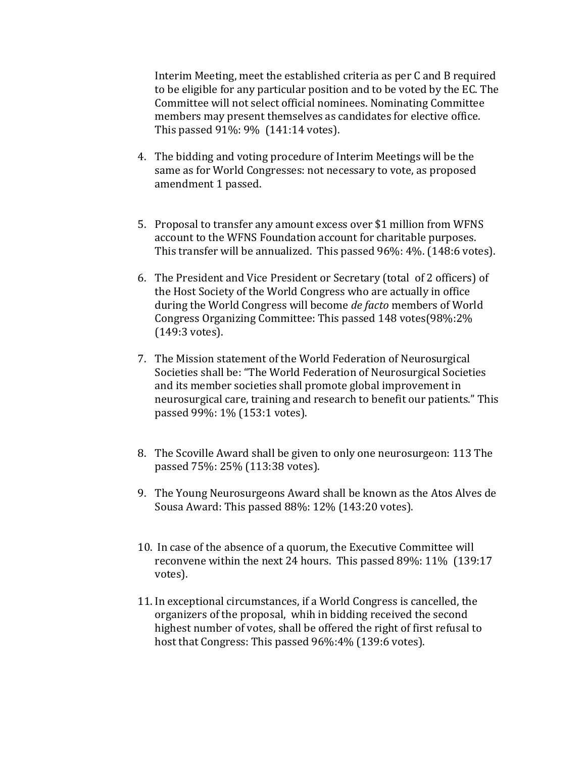Interim Meeting, meet the established criteria as per C and B required to be eligible for any particular position and to be voted by the EC. The Committee will not select official nominees. Nominating Committee members may present themselves as candidates for elective office. This passed 91%: 9% (141:14 votes).

4. The bidding and voting procedure of Interim Meetings will be the same as for World Congresses: not necessary to vote, as proposed amendment 1 passed.

5. Proposal to transfer any amount excess over $1 million from WFNS account to the WFNS Foundation account for charitable purposes. This transfer will be annualized. This passed 96%: 4%. (148:6 votes).

6. The President and Vice President or Secretary (total of 2 officers) of the Host Society of the World Congress who are actually in office during the World Congress will become *de facto* members of World Congress Organizing Committee: This passed 148 votes(98%:2% (149:3 votes).

7. The Mission statement of the World Federation of Neurosurgical Societies shall be: "The World Federation of Neurosurgical Societies and its member societies shall promote global improvement in neurosurgical care, training and research to benefit our patients." This passed 99%: 1% (153:1 votes).

8. The Scoville Award shall be given to only one neurosurgeon: 113 The passed 75%: 25% (113:38 votes).

9. The Young Neurosurgeons Award shall be known as the Atos Alves de Sousa Award: This passed 88%: 12% (143:20 votes).

10. In case of the absence of a quorum, the Executive Committee will reconvene within the next 24 hours. This passed 89%: 11% (139:17 votes).

11. In exceptional circumstances, if a World Congress is cancelled, the organizers of the proposal, whih in bidding received the second highest number of votes, shall be offered the right of first refusal to host that Congress: This passed 96%:4% (139:6 votes).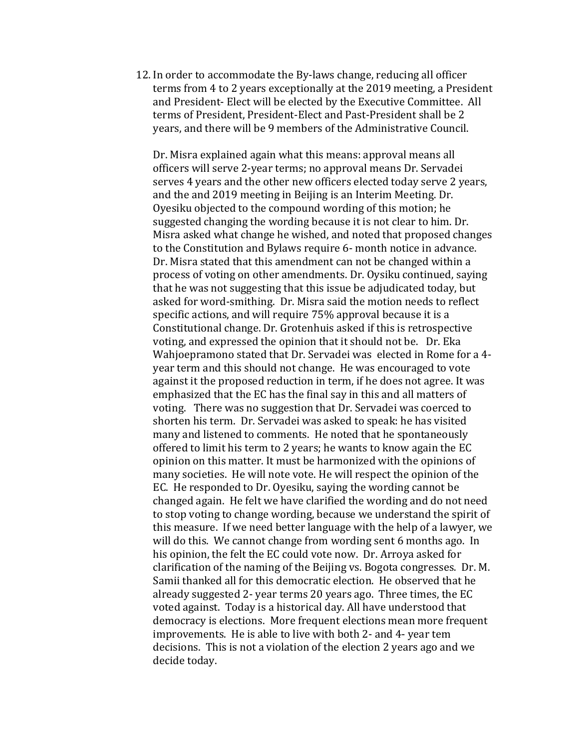12. In order to accommodate the By-laws change, reducing all officer terms from 4 to 2 years exceptionally at the 2019 meeting, a President and President- Elect will be elected by the Executive Committee. All terms of President, President-Elect and Past-President shall be 2 years, and there will be 9 members of the Administrative Council.

    Dr. Misra explained again what this means: approval means all officers will serve 2-year terms; no approval means Dr. Servadei serves 4 years and the other new officers elected today serve 2 years, and the and 2019 meeting in Beijing is an Interim Meeting. Dr. Oyesiku objected to the compound wording of this motion; he suggested changing the wording because it is not clear to him. Dr. Misra asked what change he wished, and noted that proposed changes to the Constitution and Bylaws require 6- month notice in advance. Dr. Misra stated that this amendment can not be changed within a process of voting on other amendments. Dr. Oysiku continued, saying that he was not suggesting that this issue be adjudicated today, but asked for word-smithing. Dr. Misra said the motion needs to reflect specific actions, and will require 75% approval because it is a Constitutional change. Dr. Grotenhuis asked if this is retrospective voting, and expressed the opinion that it should not be. Dr. Eka Wahjoepramono stated that Dr. Servadei was elected in Rome for a 4-year term and this should not change. He was encouraged to vote against it the proposed reduction in term, if he does not agree. It was emphasized that the EC has the final say in this and all matters of voting. There was no suggestion that Dr. Servadei was coerced to shorten his term. Dr. Servadei was asked to speak: he has visited many and listened to comments. He noted that he spontaneously offered to limit his term to 2 years; he wants to know again the EC opinion on this matter. It must be harmonized with the opinions of many societies. He will note vote. He will respect the opinion of the EC. He responded to Dr. Oyesiku, saying the wording cannot be changed again. He felt we have clarified the wording and do not need to stop voting to change wording, because we understand the spirit of this measure. If we need better language with the help of a lawyer, we will do this. We cannot change from wording sent 6 months ago. In his opinion, the felt the EC could vote now. Dr. Arroya asked for clarification of the naming of the Beijing vs. Bogota congresses. Dr. M. Samii thanked all for this democratic election. He observed that he already suggested 2- year terms 20 years ago. Three times, the EC voted against. Today is a historical day. All have understood that democracy is elections. More frequent elections mean more frequent improvements. He is able to live with both 2- and 4- year tem decisions. This is not a violation of the election 2 years ago and we decide today.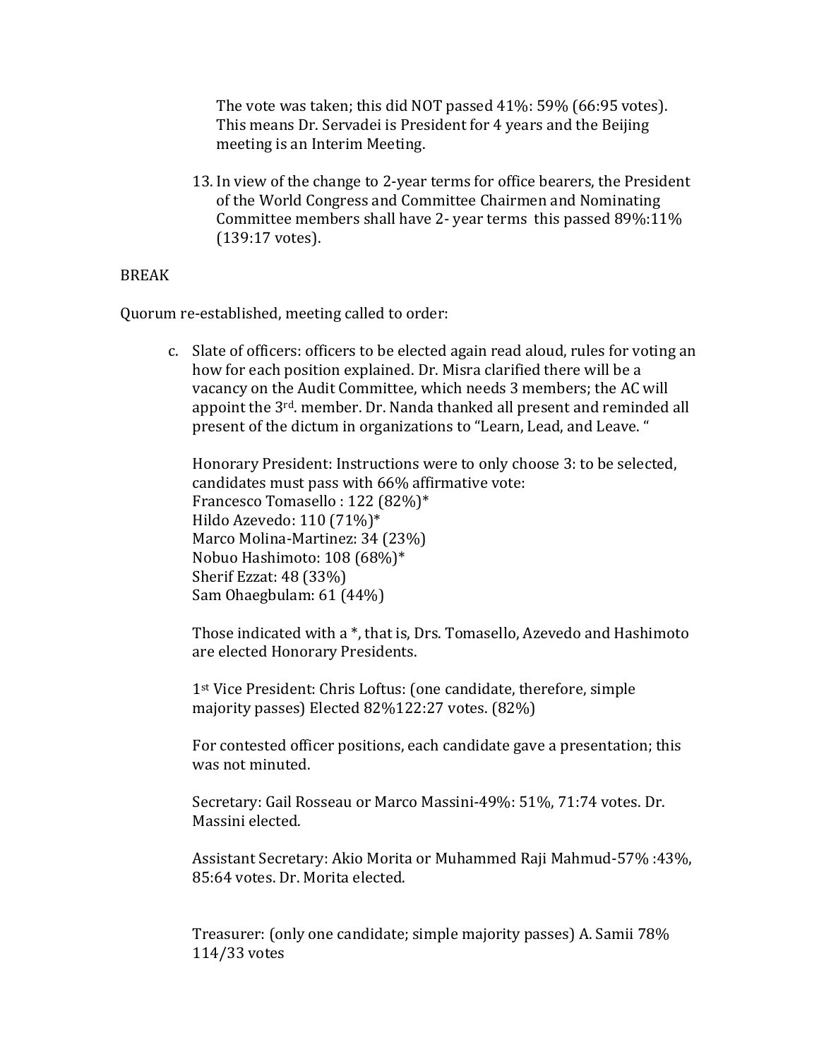The vote was taken; this did NOT passed 41%: 59% (66:95 votes). This means Dr. Servadei is President for 4 years and the Beijing meeting is an Interim Meeting.

13. In view of the change to 2-year terms for office bearers, the President of the World Congress and Committee Chairmen and Nominating Committee members shall have 2- year terms this passed 89%:11% (139:17 votes).

BREAK

Quorum re-established, meeting called to order:

c. Slate of officers: officers to be elected again read aloud, rules for voting an how for each position explained. Dr. Misra clarified there will be a vacancy on the Audit Committee, which needs 3 members; the AC will appoint the 3rd. member. Dr. Nanda thanked all present and reminded all present of the dictum in organizations to "Learn, Lead, and Leave. "

   Honorary President: Instructions were to only choose 3: to be selected, candidates must pass with 66% affirmative vote:
   Francesco Tomasello : 122 (82%)*
   Hildo Azevedo: 110 (71%)*
   Marco Molina-Martinez: 34 (23%)
   Nobuo Hashimoto: 108 (68%)*
   Sherif Ezzat: 48 (33%)
   Sam Ohaegbulam: 61 (44%)

   Those indicated with a *, that is, Drs. Tomasello, Azevedo and Hashimoto are elected Honorary Presidents.

   1st Vice President: Chris Loftus: (one candidate, therefore, simple majority passes) Elected 82%122:27 votes. (82%)

   For contested officer positions, each candidate gave a presentation; this was not minuted.

   Secretary: Gail Rosseau or Marco Massini-49%: 51%, 71:74 votes. Dr. Massini elected.

   Assistant Secretary: Akio Morita or Muhammed Raji Mahmud-57% :43%, 85:64 votes. Dr. Morita elected.

   Treasurer: (only one candidate; simple majority passes) A. Samii 78% 114/33 votes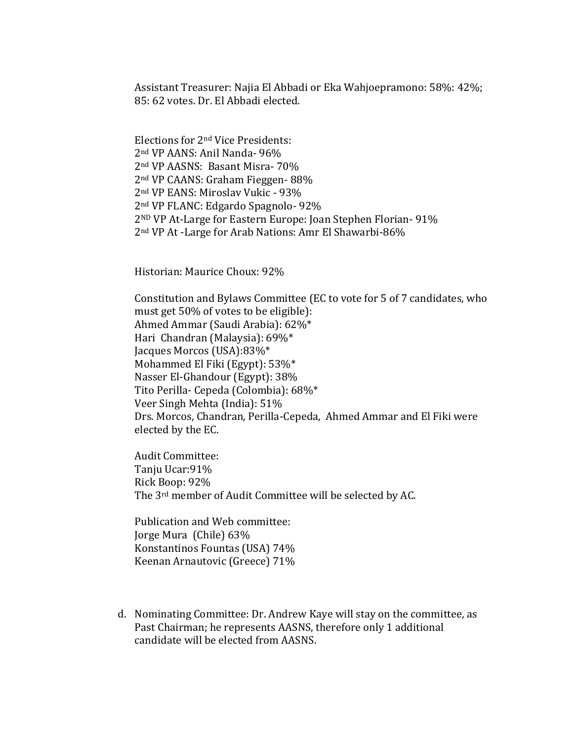Assistant Treasurer: Najia El Abbadi or Eka Wahjoepramono: 58%: 42%; 85: 62 votes. Dr. El Abbadi elected.

Elections for 2nd Vice Presidents:
2nd VP AANS: Anil Nanda- 96%
2nd VP AASNS: Basant Misra- 70%
2nd VP CAANS: Graham Fieggen- 88%
2nd VP EANS: Miroslav Vukic - 93%
2nd VP FLANC: Edgardo Spagnolo- 92%
2ND VP At-Large for Eastern Europe: Joan Stephen Florian- 91%
2nd VP At -Large for Arab Nations: Amr El Shawarbi-86%

Historian: Maurice Choux: 92%

Constitution and Bylaws Committee (EC to vote for 5 of 7 candidates, who must get 50% of votes to be eligible):
Ahmed Ammar (Saudi Arabia): 62%*
Hari Chandran (Malaysia): 69%*
Jacques Morcos (USA):83%*
Mohammed El Fiki (Egypt): 53%*
Nasser El-Ghandour (Egypt): 38%
Tito Perilla- Cepeda (Colombia): 68%*
Veer Singh Mehta (India): 51%
Drs. Morcos, Chandran, Perilla-Cepeda, Ahmed Ammar and El Fiki were elected by the EC.

Audit Committee:
Tanju Ucar:91%
Rick Boop: 92%
The 3rd member of Audit Committee will be selected by AC.

Publication and Web committee:
Jorge Mura (Chile) 63%
Konstantinos Fountas (USA) 74%
Keenan Arnautovic (Greece) 71%

d. Nominating Committee: Dr. Andrew Kaye will stay on the committee, as Past Chairman; he represents AASNS, therefore only 1 additional candidate will be elected from AASNS.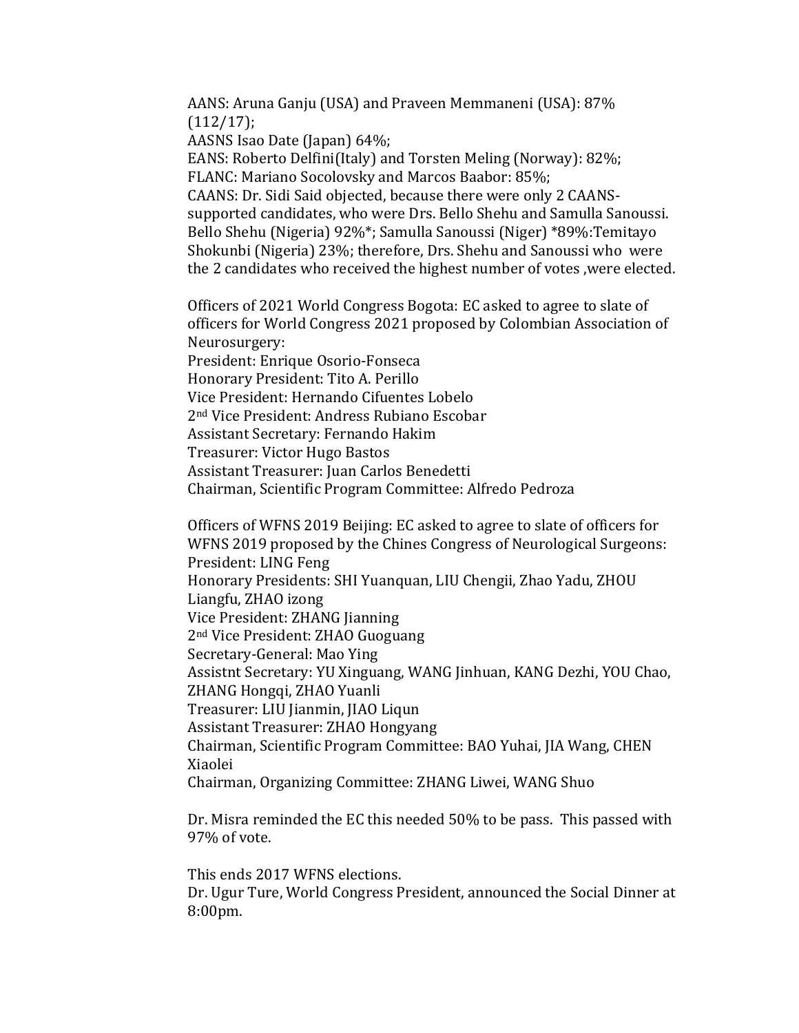AANS: Aruna Ganju (USA) and Praveen Memmaneni (USA): 87% (112/17);
AASNS Isao Date (Japan) 64%;
EANS: Roberto Delfini(Italy) and Torsten Meling (Norway): 82%;
FLANC: Mariano Socolovsky and Marcos Baabor: 85%;
CAANS: Dr. Sidi Said objected, because there were only 2 CAANS-supported candidates, who were Drs. Bello Shehu and Samulla Sanoussi. Bello Shehu (Nigeria) 92%*; Samulla Sanoussi (Niger) *89%:Temitayo Shokunbi (Nigeria) 23%; therefore, Drs. Shehu and Sanoussi who were the 2 candidates who received the highest number of votes ,were elected.

Officers of 2021 World Congress Bogota: EC asked to agree to slate of officers for World Congress 2021 proposed by Colombian Association of Neurosurgery:
President: Enrique Osorio-Fonseca
Honorary President: Tito A. Perillo
Vice President: Hernando Cifuentes Lobelo
2nd Vice President: Andress Rubiano Escobar
Assistant Secretary: Fernando Hakim
Treasurer: Victor Hugo Bastos
Assistant Treasurer: Juan Carlos Benedetti
Chairman, Scientific Program Committee: Alfredo Pedroza

Officers of WFNS 2019 Beijing: EC asked to agree to slate of officers for WFNS 2019 proposed by the Chines Congress of Neurological Surgeons:
President: LING Feng
Honorary Presidents: SHI Yuanquan, LIU Chengii, Zhao Yadu, ZHOU Liangfu, ZHAO izong
Vice President: ZHANG Jianning
2nd Vice President: ZHAO Guoguang
Secretary-General: Mao Ying
Assistnt Secretary: YU Xinguang, WANG Jinhuan, KANG Dezhi, YOU Chao, ZHANG Hongqi, ZHAO Yuanli
Treasurer: LIU Jianmin, JIAO Liqun
Assistant Treasurer: ZHAO Hongyang
Chairman, Scientific Program Committee: BAO Yuhai, JIA Wang, CHEN Xiaolei
Chairman, Organizing Committee: ZHANG Liwei, WANG Shuo

Dr. Misra reminded the EC this needed 50% to be pass. This passed with 97% of vote.

This ends 2017 WFNS elections.
Dr. Ugur Ture, World Congress President, announced the Social Dinner at 8:00pm.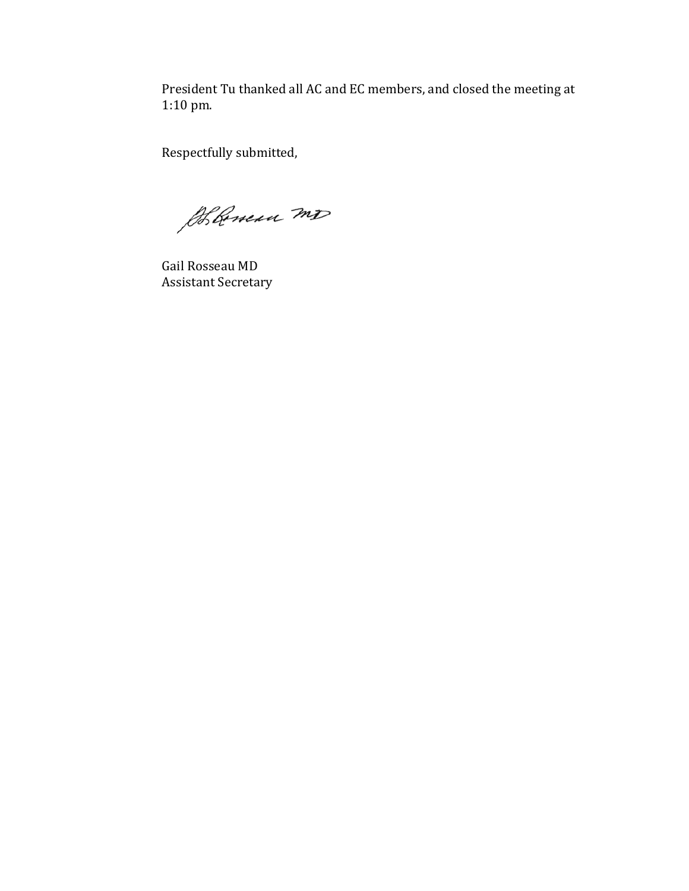President Tu thanked all AC and EC members, and closed the meeting at 1:10 pm.

Respectfully submitted,

Gail Rosseau MD
Assistant Secretary